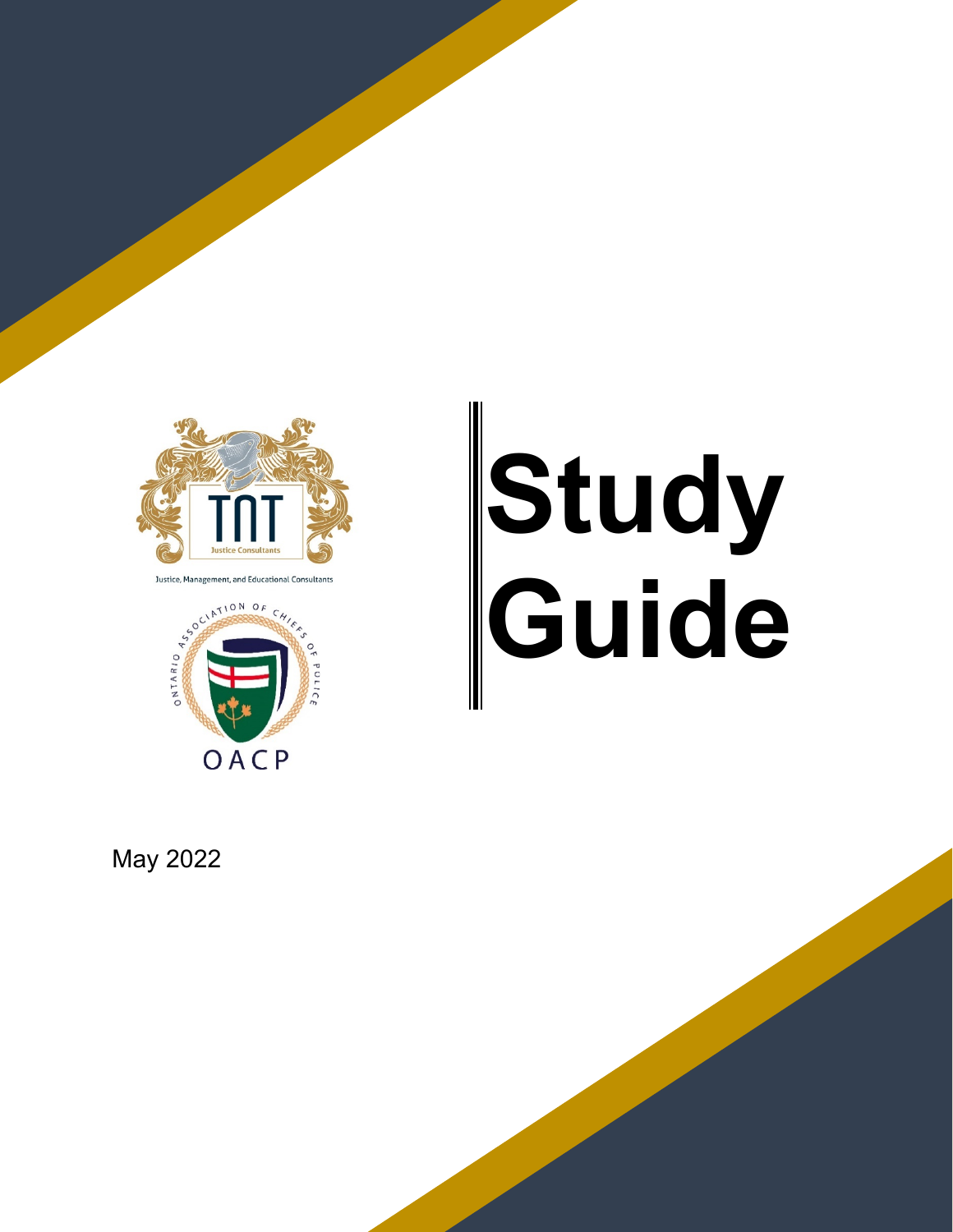TNT Justice Consultants

Justice, Management, and Educational Consultants

ONTARIO ASSOCIATION OF CHIEFS OF POLICE

OACP

# Study Guide

May 2022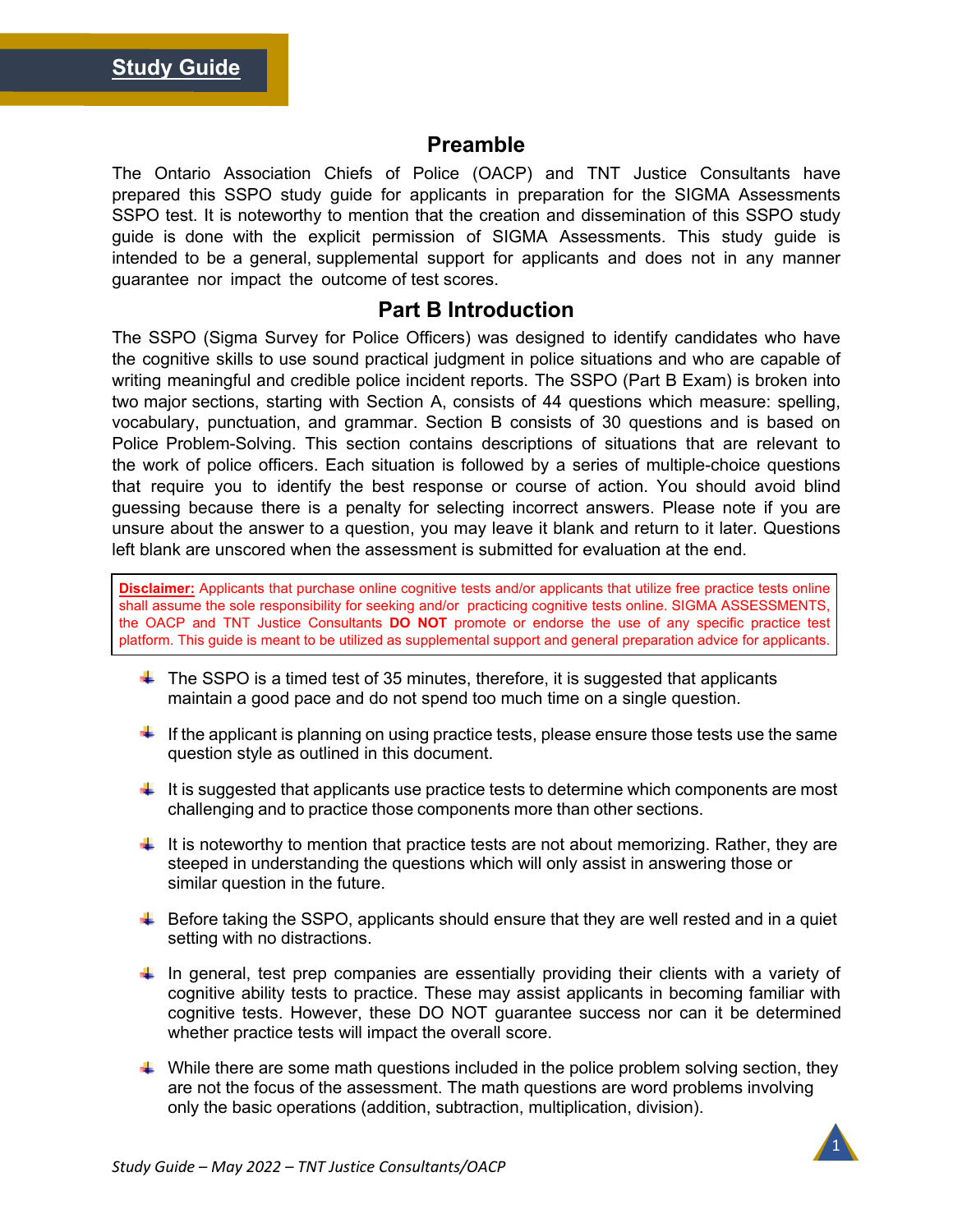# Study Guide

## Preamble

The Ontario Association Chiefs of Police (OACP) and TNT Justice Consultants have prepared this SSPO study guide for applicants in preparation for the SIGMA Assessments SSPO test. It is noteworthy to mention that the creation and dissemination of this SSPO study guide is done with the explicit permission of SIGMA Assessments. This study guide is intended to be a general, supplemental support for applicants and does not in any manner guarantee nor impact the outcome of test scores.

## Part B Introduction

The SSPO (Sigma Survey for Police Officers) was designed to identify candidates who have the cognitive skills to use sound practical judgment in police situations and who are capable of writing meaningful and credible police incident reports. The SSPO (Part B Exam) is broken into two major sections, starting with Section A, consists of 44 questions which measure: spelling, vocabulary, punctuation, and grammar. Section B consists of 30 questions and is based on Police Problem-Solving. This section contains descriptions of situations that are relevant to the work of police officers. Each situation is followed by a series of multiple-choice questions that require you to identify the best response or course of action. You should avoid blind guessing because there is a penalty for selecting incorrect answers. Please note if you are unsure about the answer to a question, you may leave it blank and return to it later. Questions left blank are unscored when the assessment is submitted for evaluation at the end.

> **Disclaimer:** Applicants that purchase online cognitive tests and/or applicants that utilize free practice tests online shall assume the sole responsibility for seeking and/or practicing cognitive tests online. SIGMA ASSESSMENTS, the OACP and TNT Justice Consultants **DO NOT** promote or endorse the use of any specific practice test platform. This guide is meant to be utilized as supplemental support and general preparation advice for applicants.

- The SSPO is a timed test of 35 minutes, therefore, it is suggested that applicants maintain a good pace and do not spend too much time on a single question.
- If the applicant is planning on using practice tests, please ensure those tests use the same question style as outlined in this document.
- It is suggested that applicants use practice tests to determine which components are most challenging and to practice those components more than other sections.
- It is noteworthy to mention that practice tests are not about memorizing. Rather, they are steeped in understanding the questions which will only assist in answering those or similar question in the future.
- Before taking the SSPO, applicants should ensure that they are well rested and in a quiet setting with no distractions.
- In general, test prep companies are essentially providing their clients with a variety of cognitive ability tests to practice. These may assist applicants in becoming familiar with cognitive tests. However, these DO NOT guarantee success nor can it be determined whether practice tests will impact the overall score.
- While there are some math questions included in the police problem solving section, they are not the focus of the assessment. The math questions are word problems involving only the basic operations (addition, subtraction, multiplication, division).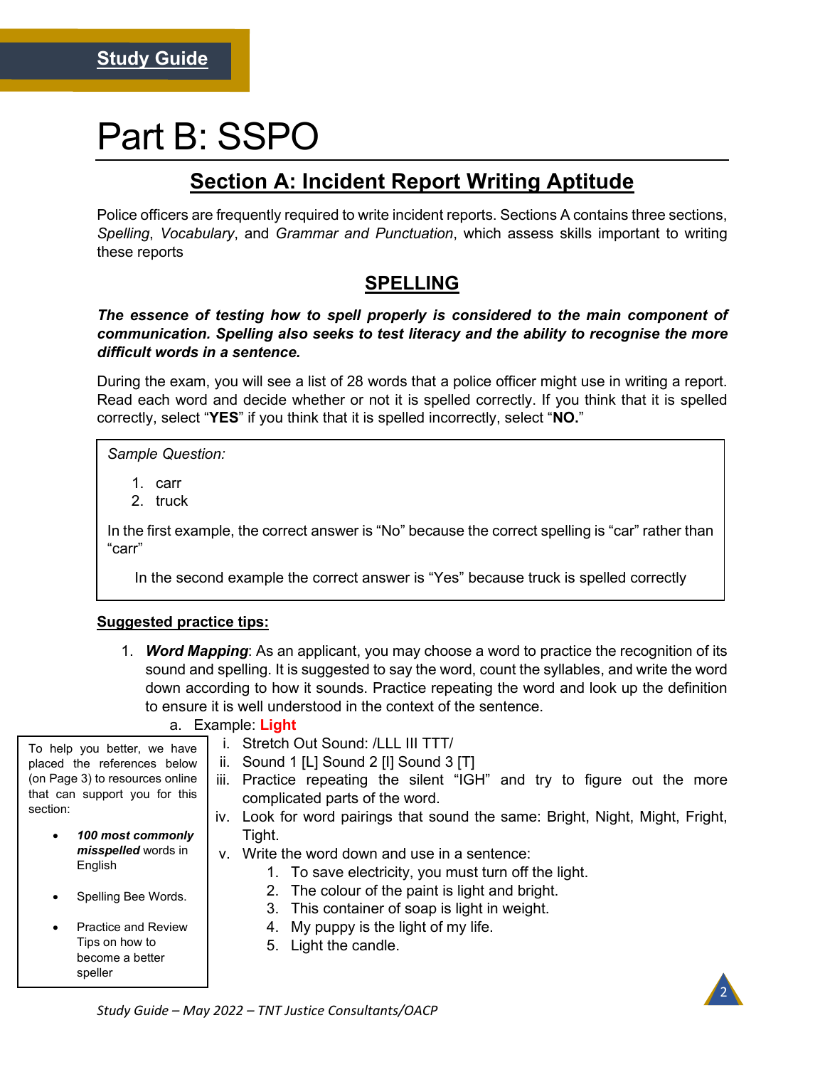**Study Guide**

# Part B: SSPO

## Section A: Incident Report Writing Aptitude

Police officers are frequently required to write incident reports. Sections A contains three sections, *Spelling*, *Vocabulary*, and *Grammar and Punctuation*, which assess skills important to writing these reports

### SPELLING

***The essence of testing how to spell properly is considered to the main component of communication. Spelling also seeks to test literacy and the ability to recognise the more difficult words in a sentence.***

During the exam, you will see a list of 28 words that a police officer might use in writing a report. Read each word and decide whether or not it is spelled correctly. If you think that it is spelled correctly, select "**YES**" if you think that it is spelled incorrectly, select "**NO.**"

*Sample Question:*

1. carr
2. truck

In the first example, the correct answer is "No" because the correct spelling is "car" rather than "carr"

In the second example the correct answer is "Yes" because truck is spelled correctly

**Suggested practice tips:**

1. ***Word Mapping***: As an applicant, you may choose a word to practice the recognition of its sound and spelling. It is suggested to say the word, count the syllables, and write the word down according to how it sounds. Practice repeating the word and look up the definition to ensure it is well understood in the context of the sentence.
   a. Example: **Light**
      i. Stretch Out Sound: /LLL III TTT/
      ii. Sound 1 [L] Sound 2 [I] Sound 3 [T]
      iii. Practice repeating the silent "IGH" and try to figure out the more complicated parts of the word.
      iv. Look for word pairings that sound the same: Bright, Night, Might, Fright, Tight.
      v. Write the word down and use in a sentence:
         1. To save electricity, you must turn off the light.
         2. The colour of the paint is light and bright.
         3. This container of soap is light in weight.
         4. My puppy is the light of my life.
         5. Light the candle.

To help you better, we have placed the references below (on Page 3) to resources online that can support you for this section:

- ***100 most commonly misspelled*** words in English
- Spelling Bee Words.
- Practice and Review Tips on how to become a better speller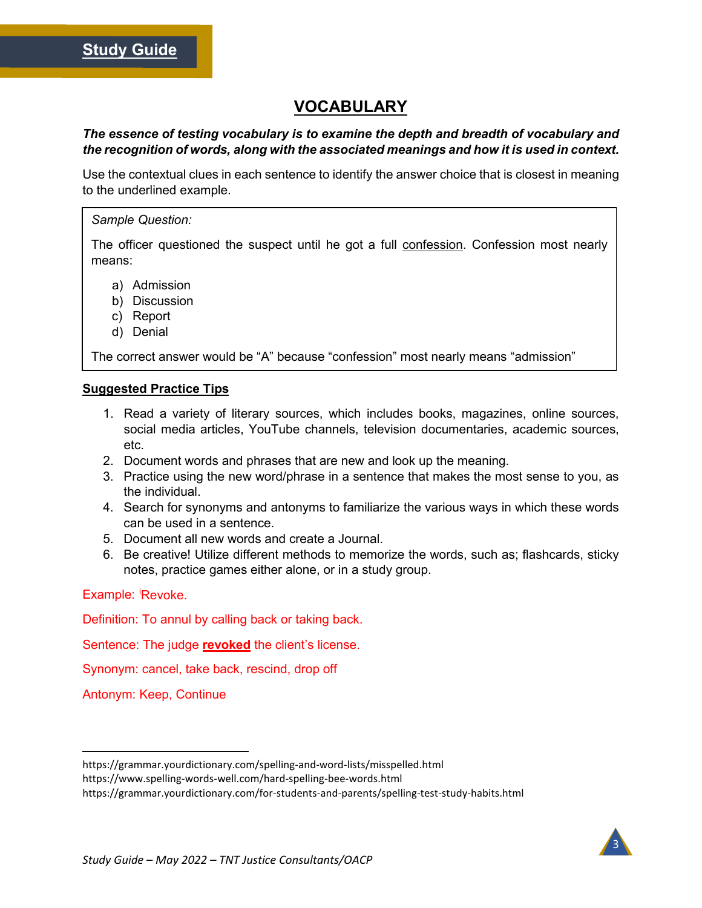**Study Guide**

# VOCABULARY

***The essence of testing vocabulary is to examine the depth and breadth of vocabulary and the recognition of words, along with the associated meanings and how it is used in context.***

Use the contextual clues in each sentence to identify the answer choice that is closest in meaning to the underlined example.

> *Sample Question:*
>
> The officer questioned the suspect until he got a full <u>confession</u>. Confession most nearly means:
>
> a) Admission
> b) Discussion
> c) Report
> d) Denial
>
> The correct answer would be "A" because "confession" most nearly means "admission"

**<u>Suggested Practice Tips</u>**

1. Read a variety of literary sources, which includes books, magazines, online sources, social media articles, YouTube channels, television documentaries, academic sources, etc.
2. Document words and phrases that are new and look up the meaning.
3. Practice using the new word/phrase in a sentence that makes the most sense to you, as the individual.
4. Search for synonyms and antonyms to familiarize the various ways in which these words can be used in a sentence.
5. Document all new words and create a Journal.
6. Be creative! Utilize different methods to memorize the words, such as; flashcards, sticky notes, practice games either alone, or in a study group.

Example: [i]Revoke.

Definition: To annul by calling back or taking back.

Sentence: The judge **<u>revoked</u>** the client's license.

Synonym: cancel, take back, rescind, drop off

Antonym: Keep, Continue

---

https://grammar.yourdictionary.com/spelling-and-word-lists/misspelled.html
https://www.spelling-words-well.com/hard-spelling-bee-words.html
https://grammar.yourdictionary.com/for-students-and-parents/spelling-test-study-habits.html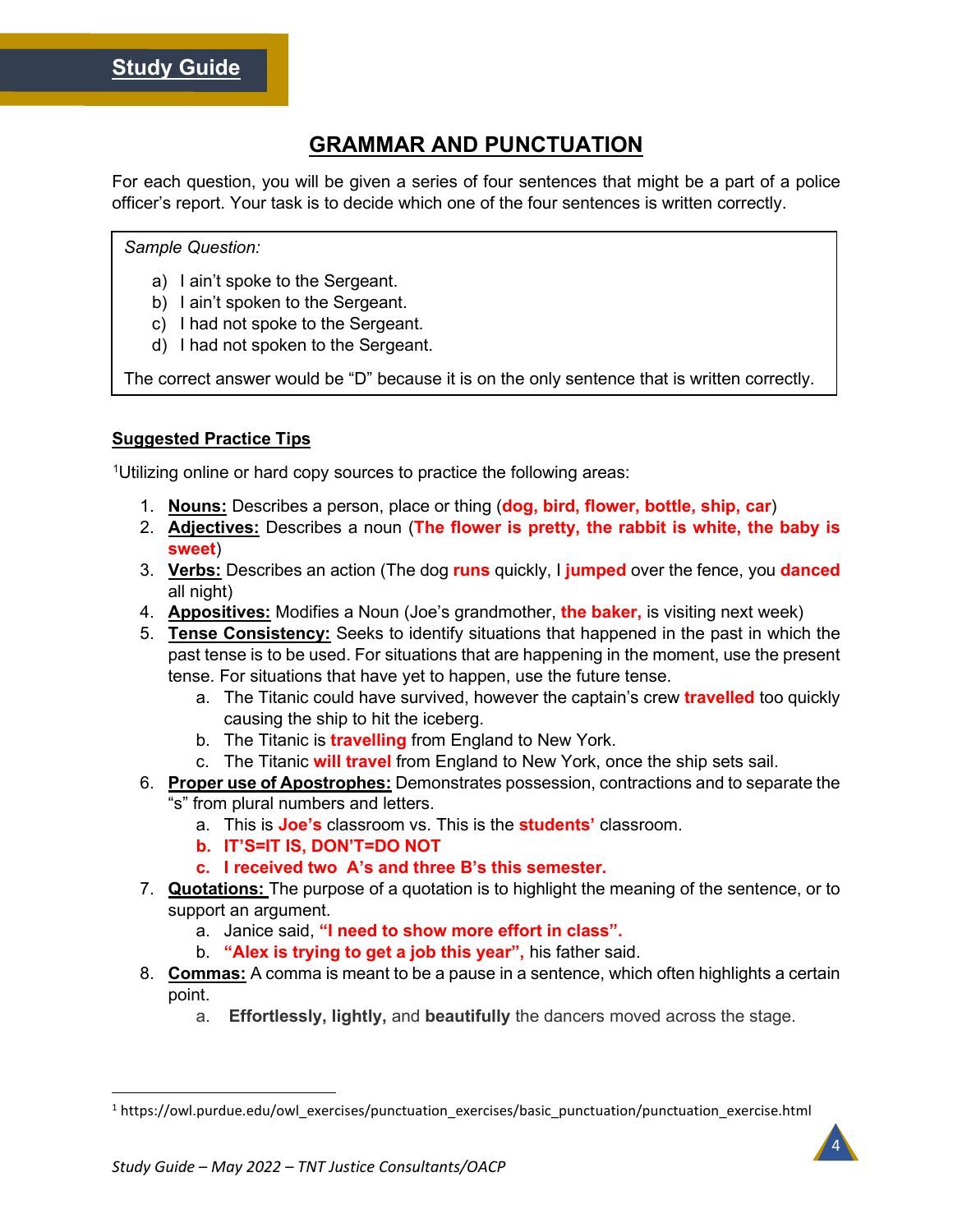**Study Guide**

# GRAMMAR AND PUNCTUATION

For each question, you will be given a series of four sentences that might be a part of a police officer's report. Your task is to decide which one of the four sentences is written correctly.

*Sample Question:*

a) I ain't spoke to the Sergeant.
b) I ain't spoken to the Sergeant.
c) I had not spoke to the Sergeant.
d) I had not spoken to the Sergeant.

The correct answer would be "D" because it is on the only sentence that is written correctly.

## Suggested Practice Tips

[1]Utilizing online or hard copy sources to practice the following areas:

1. **Nouns:** Describes a person, place or thing (**dog, bird, flower, bottle, ship, car**)
2. **Adjectives:** Describes a noun (**The flower is pretty, the rabbit is white, the baby is sweet**)
3. **Verbs:** Describes an action (The dog **runs** quickly, I **jumped** over the fence, you **danced** all night)
4. **Appositives:** Modifies a Noun (Joe's grandmother, **the baker,** is visiting next week)
5. **Tense Consistency:** Seeks to identify situations that happened in the past in which the past tense is to be used. For situations that are happening in the moment, use the present tense. For situations that have yet to happen, use the future tense.
   a. The Titanic could have survived, however the captain's crew **travelled** too quickly causing the ship to hit the iceberg.
   b. The Titanic is **travelling** from England to New York.
   c. The Titanic **will travel** from England to New York, once the ship sets sail.
6. **Proper use of Apostrophes:** Demonstrates possession, contractions and to separate the "s" from plural numbers and letters.
   a. This is **Joe's** classroom vs. This is the **students'** classroom.
   b. **IT'S=IT IS, DON'T=DO NOT**
   c. **I received two A's and three B's this semester.**
7. **Quotations:** The purpose of a quotation is to highlight the meaning of the sentence, or to support an argument.
   a. Janice said, **"I need to show more effort in class".**
   b. **"Alex is trying to get a job this year",** his father said.
8. **Commas:** A comma is meant to be a pause in a sentence, which often highlights a certain point.
   a. **Effortlessly, lightly,** and **beautifully** the dancers moved across the stage.

---

[1] https://owl.purdue.edu/owl_exercises/punctuation_exercises/basic_punctuation/punctuation_exercise.html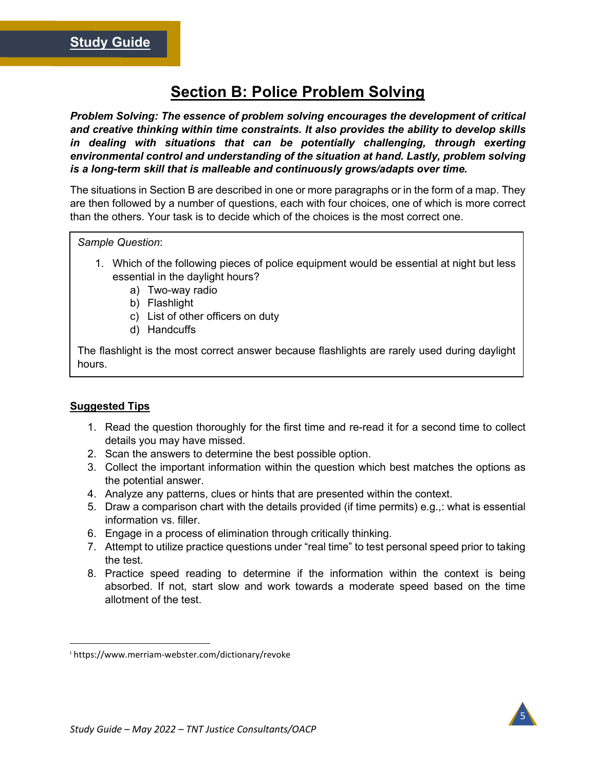# Section B: Police Problem Solving

***Problem Solving: The essence of problem solving encourages the development of critical and creative thinking within time constraints. It also provides the ability to develop skills in dealing with situations that can be potentially challenging, through exerting environmental control and understanding of the situation at hand. Lastly, problem solving is a long-term skill that is malleable and continuously grows/adapts over time.***

The situations in Section B are described in one or more paragraphs or in the form of a map. They are then followed by a number of questions, each with four choices, one of which is more correct than the others. Your task is to decide which of the choices is the most correct one.

> *Sample Question*:
>
> 1. Which of the following pieces of police equipment would be essential at night but less essential in the daylight hours?
>     a) Two-way radio
>     b) Flashlight
>     c) List of other officers on duty
>     d) Handcuffs
>
> The flashlight is the most correct answer because flashlights are rarely used during daylight hours.

**Suggested Tips**

1. Read the question thoroughly for the first time and re-read it for a second time to collect details you may have missed.
2. Scan the answers to determine the best possible option.
3. Collect the important information within the question which best matches the options as the potential answer.
4. Analyze any patterns, clues or hints that are presented within the context.
5. Draw a comparison chart with the details provided (if time permits) e.g.,: what is essential information vs. filler.
6. Engage in a process of elimination through critically thinking.
7. Attempt to utilize practice questions under "real time" to test personal speed prior to taking the test.
8. Practice speed reading to determine if the information within the context is being absorbed. If not, start slow and work towards a moderate speed based on the time allotment of the test.

---

[i] https://www.merriam-webster.com/dictionary/revoke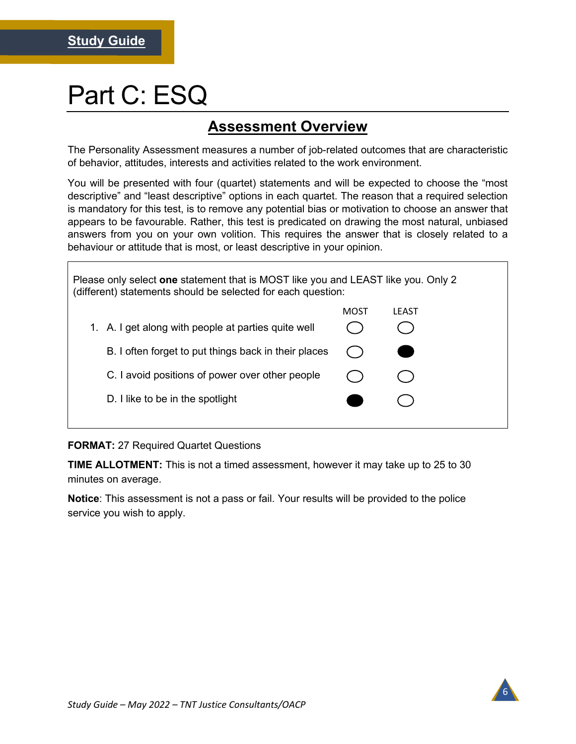Study Guide

# Part C: ESQ

## Assessment Overview

The Personality Assessment measures a number of job-related outcomes that are characteristic of behavior, attitudes, interests and activities related to the work environment.

You will be presented with four (quartet) statements and will be expected to choose the "most descriptive" and "least descriptive" options in each quartet. The reason that a required selection is mandatory for this test, is to remove any potential bias or motivation to choose an answer that appears to be favourable. Rather, this test is predicated on drawing the most natural, unbiased answers from you on your own volition. This requires the answer that is closely related to a behaviour or attitude that is most, or least descriptive in your opinion.

Please only select **one** statement that is MOST like you and LEAST like you. Only 2 (different) statements should be selected for each question:

| | MOST | LEAST |
|---|---|---|
| 1. A. I get along with people at parties quite well | ○ | ○ |
| B. I often forget to put things back in their places | ○ | ● |
| C. I avoid positions of power over other people | ○ | ○ |
| D. I like to be in the spotlight | ● | ○ |

**FORMAT:** 27 Required Quartet Questions

**TIME ALLOTMENT:** This is not a timed assessment, however it may take up to 25 to 30 minutes on average.

**Notice**: This assessment is not a pass or fail. Your results will be provided to the police service you wish to apply.